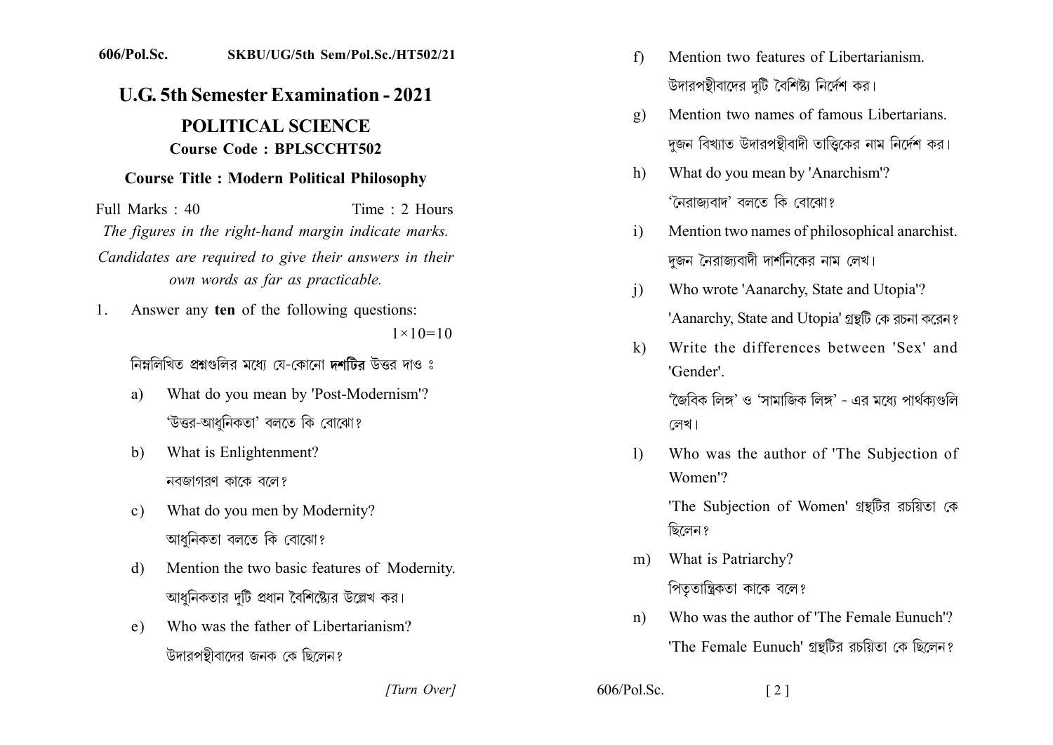606/Pol.Sc. SKBU/UG/5th Sem/Pol.Sc./HT502/21

# U.G. 5th Semester Examination - 2021

## POLITICAL SCIENCE

### Course Code : BPLSCCHT502

### Course Title : Modern Political Philosophy

Full Marks : 40 Time : 2 Hours

*The figures in the right-hand margin indicate marks.*

*Candidates are required to give their answers in their own words as far as practicable.*

1. Answer any **ten** of the following questions: $1\times10=10$

   নিম্নলিখিত প্রশ্নগুলির মধ্যে যে-কোনো **দশটির** উত্তর দাও ঃ

   a) What do you mean by 'Post-Modernism'?
   'উত্তর-আধুনিকতা' বলতে কি বোঝো?

   b) What is Enlightenment?
   নবজাগরণ কাকে বলে?

   c) What do you men by Modernity?
   আধুনিকতা বলতে কি বোঝো?

   d) Mention the two basic features of Modernity.
   আধুনিকতার দুটি প্রধান বৈশিষ্ট্যের উল্লেখ কর।

   e) Who was the father of Libertarianism?
   উদারপন্থীবাদের জনক কে ছিলেন?

   f) Mention two features of Libertarianism.
   উদারপন্থীবাদের দুটি বৈশিষ্ট্য নির্দেশ কর।

   g) Mention two names of famous Libertarians.
   দুজন বিখ্যাত উদারপন্থীবাদী তাত্ত্বিকের নাম নির্দেশ কর।

   h) What do you mean by 'Anarchism'?
   'নৈরাজ্যবাদ' বলতে কি বোঝো?

   i) Mention two names of philosophical anarchist.
   দুজন নৈরাজ্যবাদী দার্শনিকের নাম লেখ।

   j) Who wrote 'Aanarchy, State and Utopia'?
   'Aanarchy, State and Utopia' গ্রন্থটি কে রচনা করেন?

   k) Write the differences between 'Sex' and 'Gender'.
   'জৈবিক লিঙ্গ' ও 'সামাজিক লিঙ্গ' - এর মধ্যে পার্থক্যগুলি লেখ।

   l) Who was the author of 'The Subjection of Women'?
   'The Subjection of Women' গ্রন্থটির রচয়িতা কে ছিলেন?

   m) What is Patriarchy?
   পিতৃতান্ত্রিকতা কাকে বলে?

   n) Who was the author of 'The Female Eunuch'?
   'The Female Eunuch' গ্রন্থটির রচয়িতা কে ছিলেন?

[Turn Over]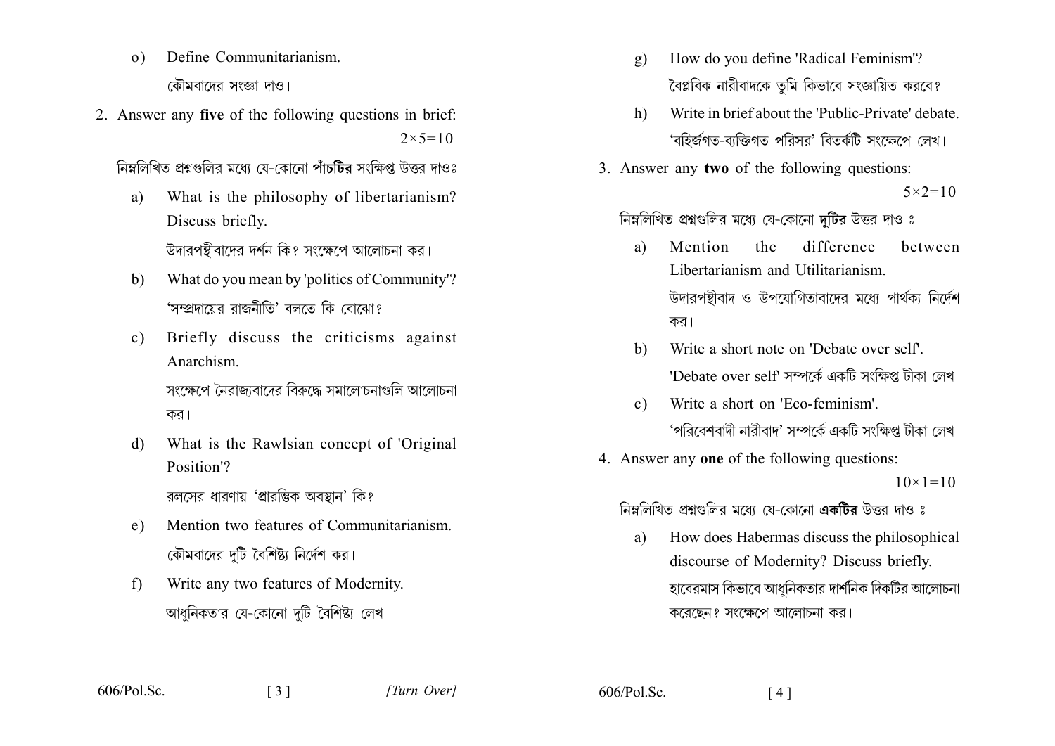o) Define Communitarianism.

কৌমবাদের সংজ্ঞা দাও।

2. Answer any **five** of the following questions in brief: $2\times5=10$

নিম্নলিখিত প্রশ্নগুলির মধ্যে যে-কোনো **পাঁচটির** সংক্ষিপ্ত উত্তর দাওঃ

a) What is the philosophy of libertarianism? Discuss briefly.

উদারপন্থীবাদের দর্শন কি? সংক্ষেপে আলোচনা কর।

b) What do you mean by 'politics of Community'?

'সম্প্রদায়ের রাজনীতি' বলতে কি বোঝো?

c) Briefly discuss the criticisms against Anarchism.

সংক্ষেপে নৈরাজ্যবাদের বিরুদ্ধে সমালোচনাগুলি আলোচনা কর।

d) What is the Rawlsian concept of 'Original Position'?

রলসের ধারণায় 'প্রারম্ভিক অবস্থান' কি?

e) Mention two features of Communitarianism.

কৌমবাদের দুটি বৈশিষ্ট্য নির্দেশ কর।

f) Write any two features of Modernity.

আধুনিকতার যে-কোনো দুটি বৈশিষ্ট্য লেখ।

g) How do you define 'Radical Feminism'?

বৈপ্লবিক নারীবাদকে তুমি কিভাবে সংজ্ঞায়িত করবে?

h) Write in brief about the 'Public-Private' debate.

'বহির্জগত-ব্যক্তিগত পরিসর' বিতর্কটি সংক্ষেপে লেখ।

3. Answer any **two** of the following questions: $5\times2=10$

নিম্নলিখিত প্রশ্নগুলির মধ্যে যে-কোনো **দুটির** উত্তর দাও ঃ

a) Mention the difference between Libertarianism and Utilitarianism.

উদারপন্থীবাদ ও উপযোগিতাবাদের মধ্যে পার্থক্য নির্দেশ কর।

b) Write a short note on 'Debate over self'.

'Debate over self' সম্পর্কে একটি সংক্ষিপ্ত টীকা লেখ।

c) Write a short on 'Eco-feminism'.

'পরিবেশবাদী নারীবাদ' সম্পর্কে একটি সংক্ষিপ্ত টীকা লেখ।

4. Answer any **one** of the following questions: $10\times1=10$

নিম্নলিখিত প্রশ্নগুলির মধ্যে যে-কোনো **একটির** উত্তর দাও ঃ

a) How does Habermas discuss the philosophical discourse of Modernity? Discuss briefly.

হাবেরমাস কিভাবে আধুনিকতার দার্শনিক দিকটির আলোচনা করেছেন? সংক্ষেপে আলোচনা কর।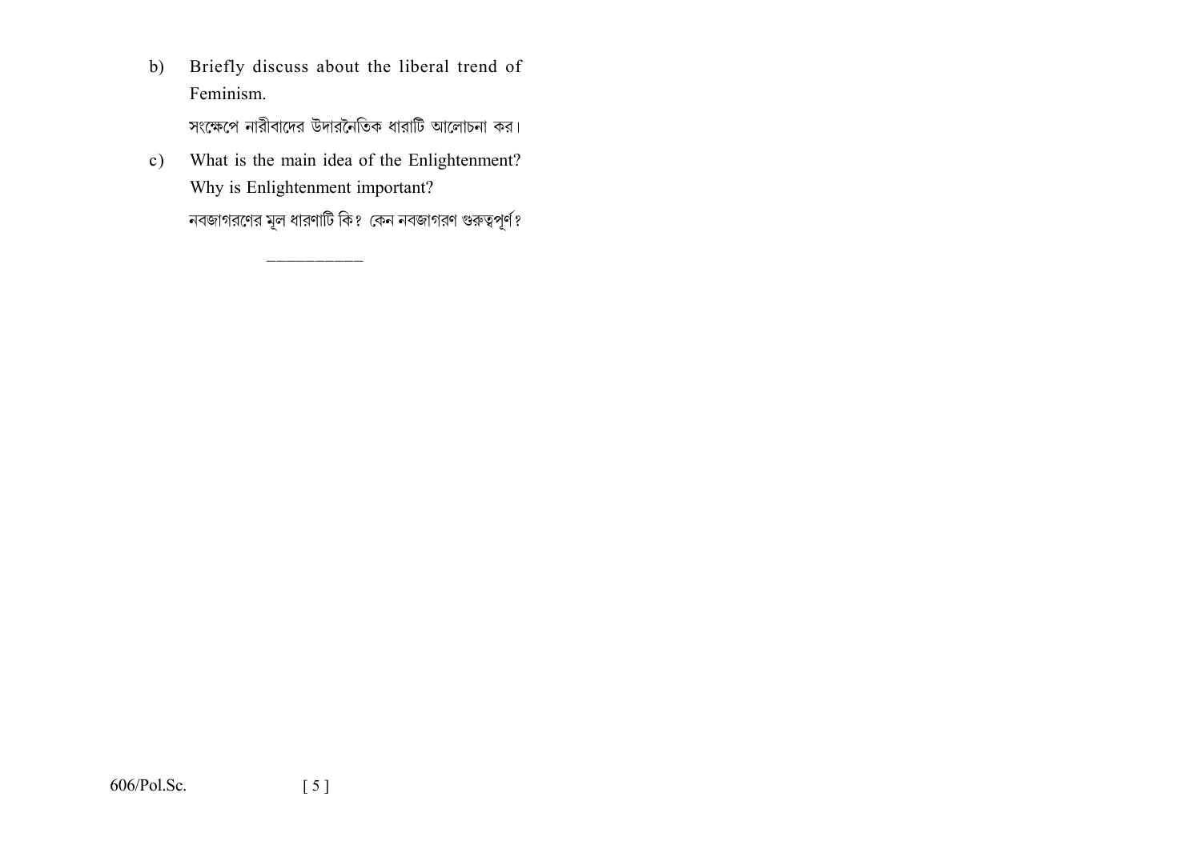b) Briefly discuss about the liberal trend of Feminism.

সংক্ষেপে নারীবাদের উদারনৈতিক ধারাটি আলোচনা কর।

c) What is the main idea of the Enlightenment? Why is Enlightenment important?

নবজাগরণের মূল ধারণাটি কি? কেন নবজাগরণ গুরুত্বপূর্ণ?

———————